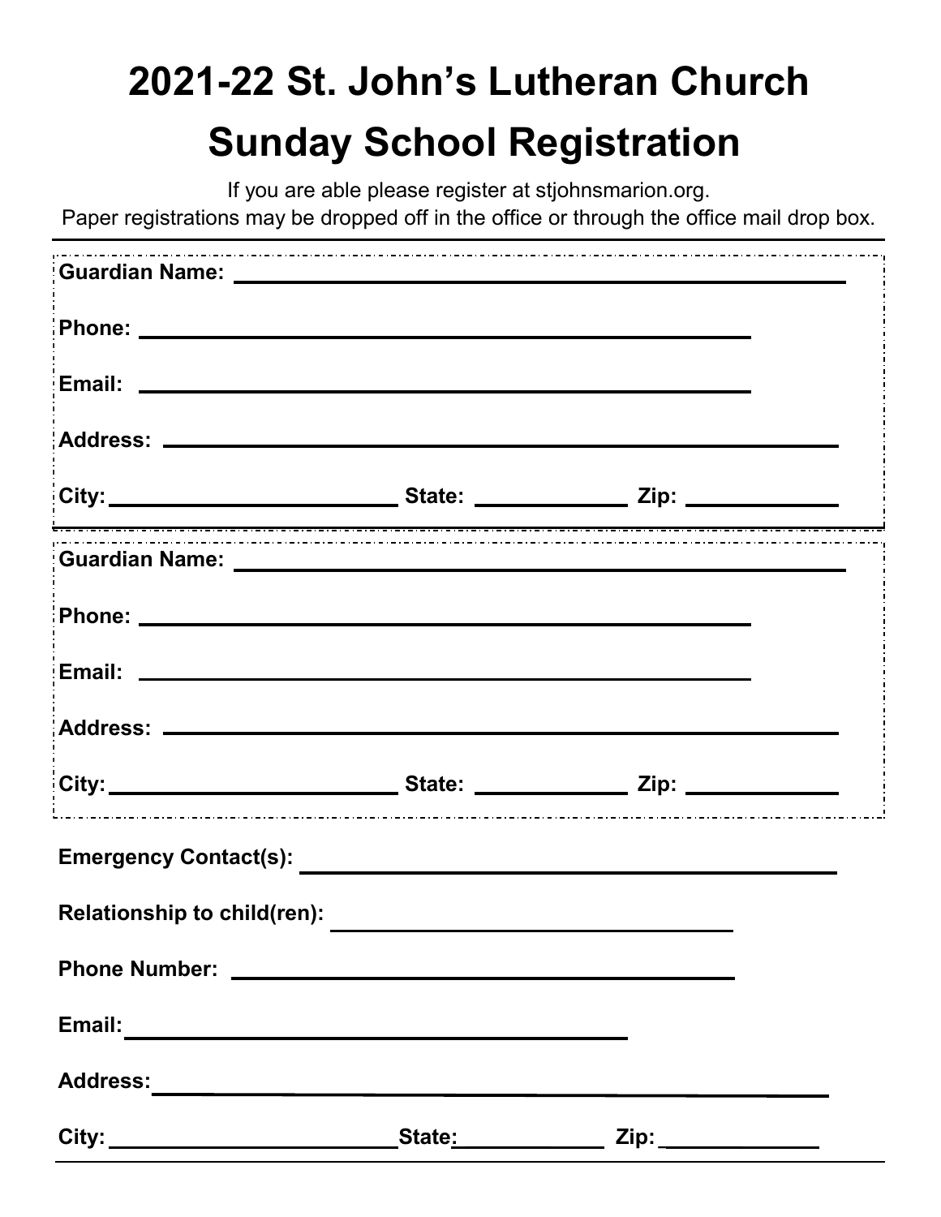# 2021-22 St. John's Lutheran Church Sunday School Registration

If you are able please register at stjohnsmarion.org.
Paper registrations may be dropped off in the office or through the office mail drop box.

---

**Guardian Name:** ______________________________________________

**Phone:** ______________________________________________

**Email:** ______________________________________________

**Address:** ______________________________________________

**City:** ________________________ **State:** ____________ **Zip:** ____________

---

**Guardian Name:** ______________________________________________

**Phone:** ______________________________________________

**Email:** ______________________________________________

**Address:** ______________________________________________

**City:** ________________________ **State:** ____________ **Zip:** ____________

---

**Emergency Contact(s):** ______________________________________________

**Relationship to child(ren):** ______________________________

**Phone Number:** ______________________________________________

**Email:** ______________________________________________

**Address:** ______________________________________________

**City:** ________________________ **State:** ____________ **Zip:** ____________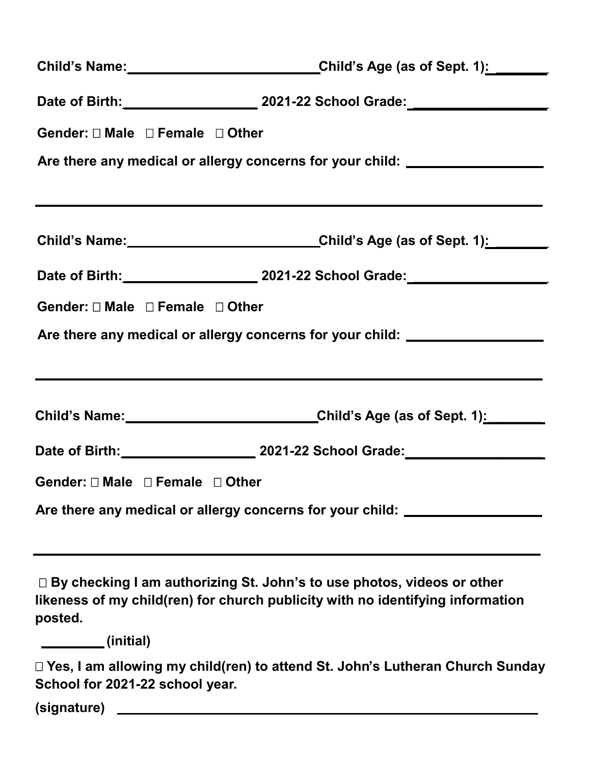**Child's Name:\_\_\_\_\_\_\_\_\_\_\_\_\_\_\_\_\_\_\_\_\_\_\_\_\_Child's Age (as of Sept. 1):\_\_\_\_\_\_\_\_**

**Date of Birth:\_\_\_\_\_\_\_\_\_\_\_\_\_\_\_\_\_\_ 2021-22 School Grade:\_\_\_\_\_\_\_\_\_\_\_\_\_\_\_\_\_\_**

**Gender: ☐ Male ☐ Female ☐ Other**

**Are there any medical or allergy concerns for your child: \_\_\_\_\_\_\_\_\_\_\_\_\_\_\_\_\_\_**

\_\_\_\_\_\_\_\_\_\_\_\_\_\_\_\_\_\_\_\_\_\_\_\_\_\_\_\_\_\_\_\_\_\_\_\_\_\_\_\_\_\_\_\_\_\_\_\_\_\_\_\_\_\_\_\_\_\_\_\_\_\_\_\_

**Child's Name:\_\_\_\_\_\_\_\_\_\_\_\_\_\_\_\_\_\_\_\_\_\_\_\_\_Child's Age (as of Sept. 1):\_\_\_\_\_\_\_\_**

**Date of Birth:\_\_\_\_\_\_\_\_\_\_\_\_\_\_\_\_\_\_ 2021-22 School Grade:\_\_\_\_\_\_\_\_\_\_\_\_\_\_\_\_\_\_**

**Gender: ☐ Male ☐ Female ☐ Other**

**Are there any medical or allergy concerns for your child: \_\_\_\_\_\_\_\_\_\_\_\_\_\_\_\_\_\_**

\_\_\_\_\_\_\_\_\_\_\_\_\_\_\_\_\_\_\_\_\_\_\_\_\_\_\_\_\_\_\_\_\_\_\_\_\_\_\_\_\_\_\_\_\_\_\_\_\_\_\_\_\_\_\_\_\_\_\_\_\_\_\_\_

**Child's Name:\_\_\_\_\_\_\_\_\_\_\_\_\_\_\_\_\_\_\_\_\_\_\_\_\_Child's Age (as of Sept. 1):\_\_\_\_\_\_\_\_**

**Date of Birth:\_\_\_\_\_\_\_\_\_\_\_\_\_\_\_\_\_\_ 2021-22 School Grade:\_\_\_\_\_\_\_\_\_\_\_\_\_\_\_\_\_\_**

**Gender: ☐ Male ☐ Female ☐ Other**

**Are there any medical or allergy concerns for your child: \_\_\_\_\_\_\_\_\_\_\_\_\_\_\_\_\_\_**

\_\_\_\_\_\_\_\_\_\_\_\_\_\_\_\_\_\_\_\_\_\_\_\_\_\_\_\_\_\_\_\_\_\_\_\_\_\_\_\_\_\_\_\_\_\_\_\_\_\_\_\_\_\_\_\_\_\_\_\_\_\_\_\_

**☐ By checking I am authorizing St. John's to use photos, videos or other likeness of my child(ren) for church publicity with no identifying information posted.**

**\_\_\_\_\_\_\_\_(initial)**

**☐ Yes, I am allowing my child(ren) to attend St. John's Lutheran Church Sunday School for 2021-22 school year.**

**(signature)** \_\_\_\_\_\_\_\_\_\_\_\_\_\_\_\_\_\_\_\_\_\_\_\_\_\_\_\_\_\_\_\_\_\_\_\_\_\_\_\_\_\_\_\_\_\_\_\_\_\_\_\_\_\_